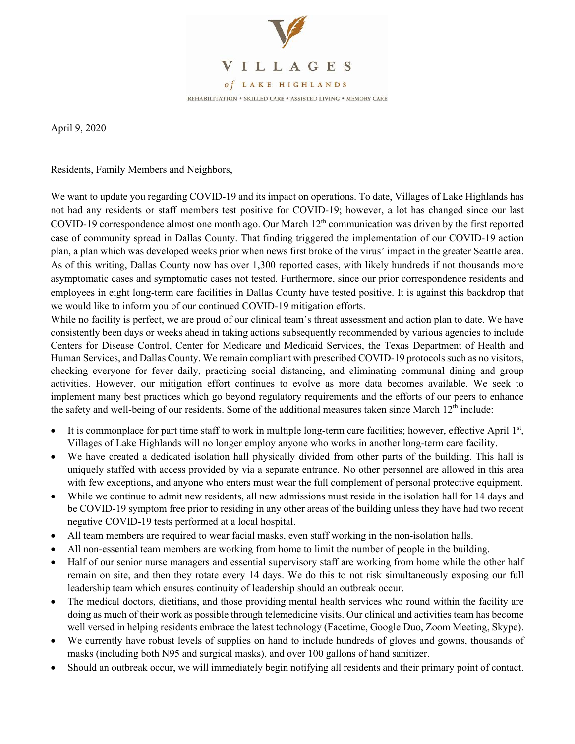VILLAGES

*of* LAKE HIGHLANDS

REHABILITATION • SKILLED CARE • ASSISTED LIVING • MEMORY CARE

April 9, 2020

Residents, Family Members and Neighbors,

We want to update you regarding COVID-19 and its impact on operations. To date, Villages of Lake Highlands has not had any residents or staff members test positive for COVID-19; however, a lot has changed since our last COVID-19 correspondence almost one month ago. Our March 12th communication was driven by the first reported case of community spread in Dallas County. That finding triggered the implementation of our COVID-19 action plan, a plan which was developed weeks prior when news first broke of the virus' impact in the greater Seattle area. As of this writing, Dallas County now has over 1,300 reported cases, with likely hundreds if not thousands more asymptomatic cases and symptomatic cases not tested. Furthermore, since our prior correspondence residents and employees in eight long-term care facilities in Dallas County have tested positive. It is against this backdrop that we would like to inform you of our continued COVID-19 mitigation efforts.

While no facility is perfect, we are proud of our clinical team's threat assessment and action plan to date. We have consistently been days or weeks ahead in taking actions subsequently recommended by various agencies to include Centers for Disease Control, Center for Medicare and Medicaid Services, the Texas Department of Health and Human Services, and Dallas County. We remain compliant with prescribed COVID-19 protocols such as no visitors, checking everyone for fever daily, practicing social distancing, and eliminating communal dining and group activities. However, our mitigation effort continues to evolve as more data becomes available. We seek to implement many best practices which go beyond regulatory requirements and the efforts of our peers to enhance the safety and well-being of our residents. Some of the additional measures taken since March 12th include:

- It is commonplace for part time staff to work in multiple long-term care facilities; however, effective April 1st, Villages of Lake Highlands will no longer employ anyone who works in another long-term care facility.
- We have created a dedicated isolation hall physically divided from other parts of the building. This hall is uniquely staffed with access provided by via a separate entrance. No other personnel are allowed in this area with few exceptions, and anyone who enters must wear the full complement of personal protective equipment.
- While we continue to admit new residents, all new admissions must reside in the isolation hall for 14 days and be COVID-19 symptom free prior to residing in any other areas of the building unless they have had two recent negative COVID-19 tests performed at a local hospital.
- All team members are required to wear facial masks, even staff working in the non-isolation halls.
- All non-essential team members are working from home to limit the number of people in the building.
- Half of our senior nurse managers and essential supervisory staff are working from home while the other half remain on site, and then they rotate every 14 days. We do this to not risk simultaneously exposing our full leadership team which ensures continuity of leadership should an outbreak occur.
- The medical doctors, dietitians, and those providing mental health services who round within the facility are doing as much of their work as possible through telemedicine visits. Our clinical and activities team has become well versed in helping residents embrace the latest technology (Facetime, Google Duo, Zoom Meeting, Skype).
- We currently have robust levels of supplies on hand to include hundreds of gloves and gowns, thousands of masks (including both N95 and surgical masks), and over 100 gallons of hand sanitizer.
- Should an outbreak occur, we will immediately begin notifying all residents and their primary point of contact.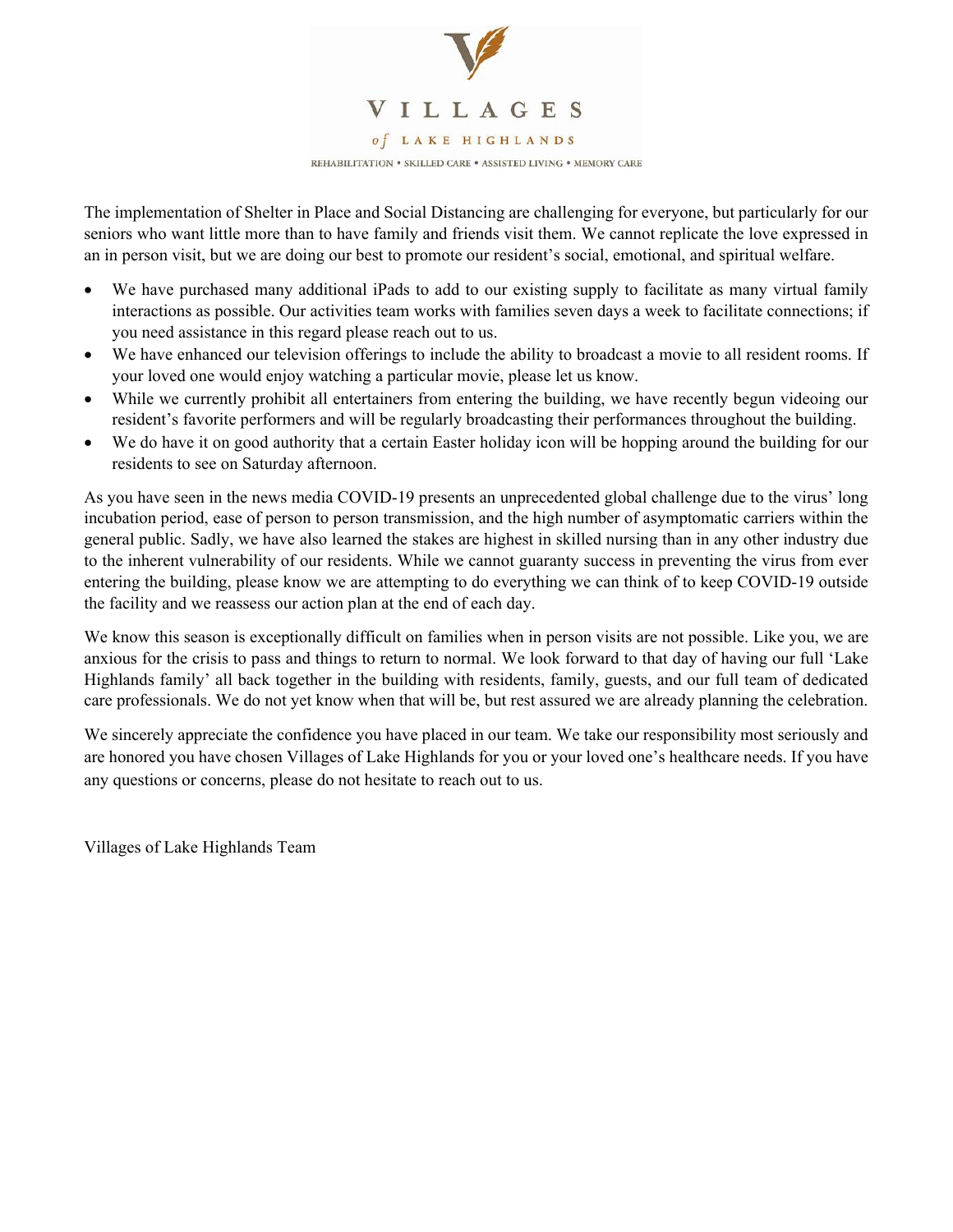VILLAGES

*of* LAKE HIGHLANDS

REHABILITATION • SKILLED CARE • ASSISTED LIVING • MEMORY CARE

The implementation of Shelter in Place and Social Distancing are challenging for everyone, but particularly for our seniors who want little more than to have family and friends visit them. We cannot replicate the love expressed in an in person visit, but we are doing our best to promote our resident's social, emotional, and spiritual welfare.

- We have purchased many additional iPads to add to our existing supply to facilitate as many virtual family interactions as possible. Our activities team works with families seven days a week to facilitate connections; if you need assistance in this regard please reach out to us.
- We have enhanced our television offerings to include the ability to broadcast a movie to all resident rooms. If your loved one would enjoy watching a particular movie, please let us know.
- While we currently prohibit all entertainers from entering the building, we have recently begun videoing our resident's favorite performers and will be regularly broadcasting their performances throughout the building.
- We do have it on good authority that a certain Easter holiday icon will be hopping around the building for our residents to see on Saturday afternoon.

As you have seen in the news media COVID-19 presents an unprecedented global challenge due to the virus' long incubation period, ease of person to person transmission, and the high number of asymptomatic carriers within the general public. Sadly, we have also learned the stakes are highest in skilled nursing than in any other industry due to the inherent vulnerability of our residents. While we cannot guaranty success in preventing the virus from ever entering the building, please know we are attempting to do everything we can think of to keep COVID-19 outside the facility and we reassess our action plan at the end of each day.

We know this season is exceptionally difficult on families when in person visits are not possible. Like you, we are anxious for the crisis to pass and things to return to normal. We look forward to that day of having our full 'Lake Highlands family' all back together in the building with residents, family, guests, and our full team of dedicated care professionals. We do not yet know when that will be, but rest assured we are already planning the celebration.

We sincerely appreciate the confidence you have placed in our team. We take our responsibility most seriously and are honored you have chosen Villages of Lake Highlands for you or your loved one's healthcare needs. If you have any questions or concerns, please do not hesitate to reach out to us.

Villages of Lake Highlands Team